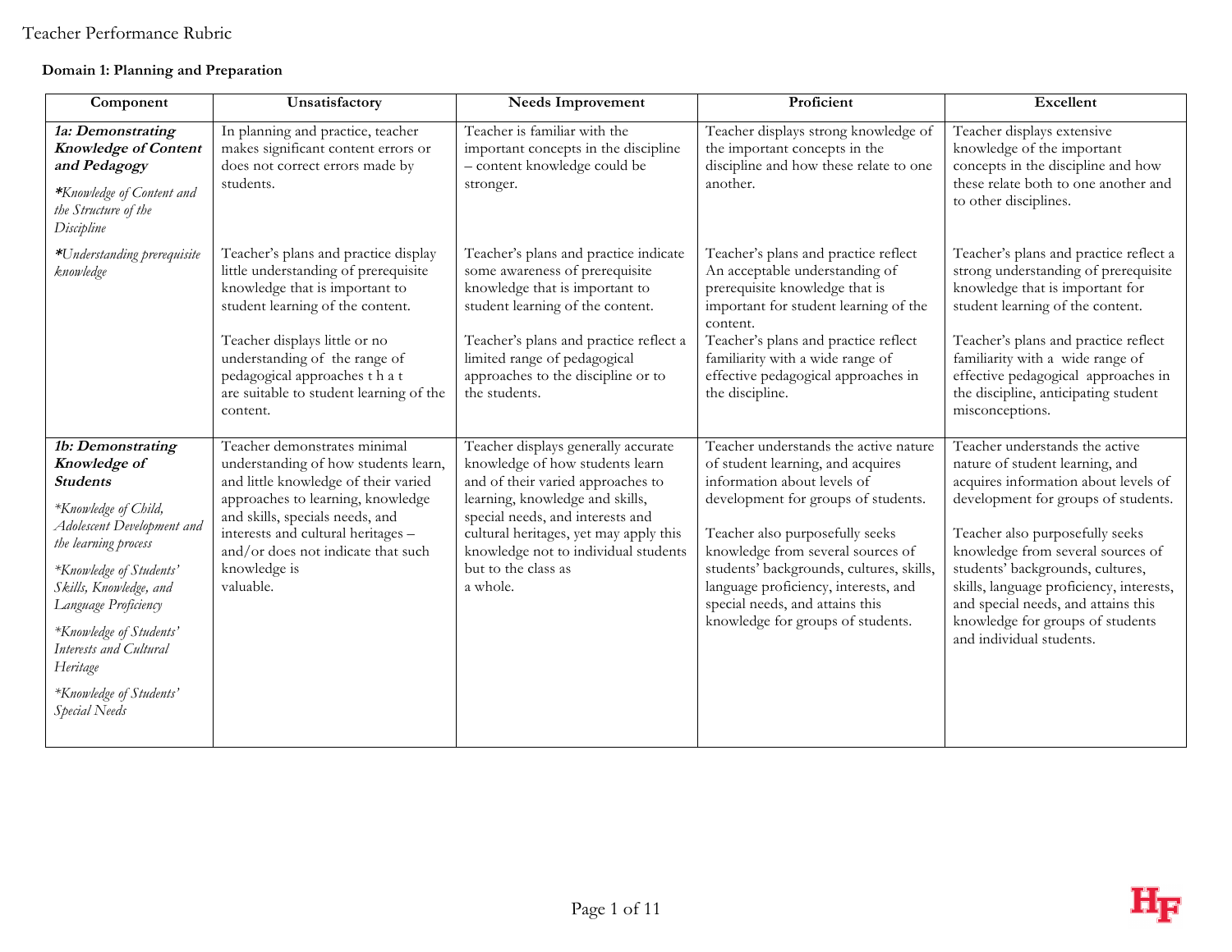Teacher Performance Rubric

**Domain 1: Planning and Preparation**

| Component | Unsatisfactory | Needs Improvement | Proficient | Excellent |
|---|---|---|---|---|
| ***1a: Demonstrating Knowledge of Content and Pedagogy*** <br> ***\*****Knowledge of Content and the Structure of the Discipline*** | In planning and practice, teacher makes significant content errors or does not correct errors made by students. | Teacher is familiar with the important concepts in the discipline – content knowledge could be stronger. | Teacher displays strong knowledge of the important concepts in the discipline and how these relate to one another. | Teacher displays extensive knowledge of the important concepts in the discipline and how these relate both to one another and to other disciplines. |
| ***\*****Understanding prerequisite knowledge*** | Teacher's plans and practice display little understanding of prerequisite knowledge that is important to student learning of the content. <br><br> Teacher displays little or no understanding of the range of pedagogical approaches t h a t are suitable to student learning of the content. | Teacher's plans and practice indicate some awareness of prerequisite knowledge that is important to student learning of the content. <br><br> Teacher's plans and practice reflect a limited range of pedagogical approaches to the discipline or to the students. | Teacher's plans and practice reflect An acceptable understanding of prerequisite knowledge that is important for student learning of the content. <br> Teacher's plans and practice reflect familiarity with a wide range of effective pedagogical approaches in the discipline. | Teacher's plans and practice reflect a strong understanding of prerequisite knowledge that is important for student learning of the content. <br><br> Teacher's plans and practice reflect familiarity with a wide range of effective pedagogical approaches in the discipline, anticipating student misconceptions. |
| ***1b: Demonstrating Knowledge of Students*** <br> *\*Knowledge of Child, Adolescent Development and the learning process* <br> *\*Knowledge of Students' Skills, Knowledge, and Language Proficiency* <br> *\*Knowledge of Students' Interests and Cultural Heritage* <br> *\*Knowledge of Students' Special Needs* | Teacher demonstrates minimal understanding of how students learn, and little knowledge of their varied approaches to learning, knowledge and skills, specials needs, and interests and cultural heritages – and/or does not indicate that such knowledge is valuable. | Teacher displays generally accurate knowledge of how students learn and of their varied approaches to learning, knowledge and skills, special needs, and interests and cultural heritages, yet may apply this knowledge not to individual students but to the class as a whole. | Teacher understands the active nature of student learning, and acquires information about levels of development for groups of students. <br><br> Teacher also purposefully seeks knowledge from several sources of students' backgrounds, cultures, skills, language proficiency, interests, and special needs, and attains this knowledge for groups of students. | Teacher understands the active nature of student learning, and acquires information about levels of development for groups of students. <br><br> Teacher also purposefully seeks knowledge from several sources of students' backgrounds, cultures, skills, language proficiency, interests, and special needs, and attains this knowledge for groups of students and individual students. |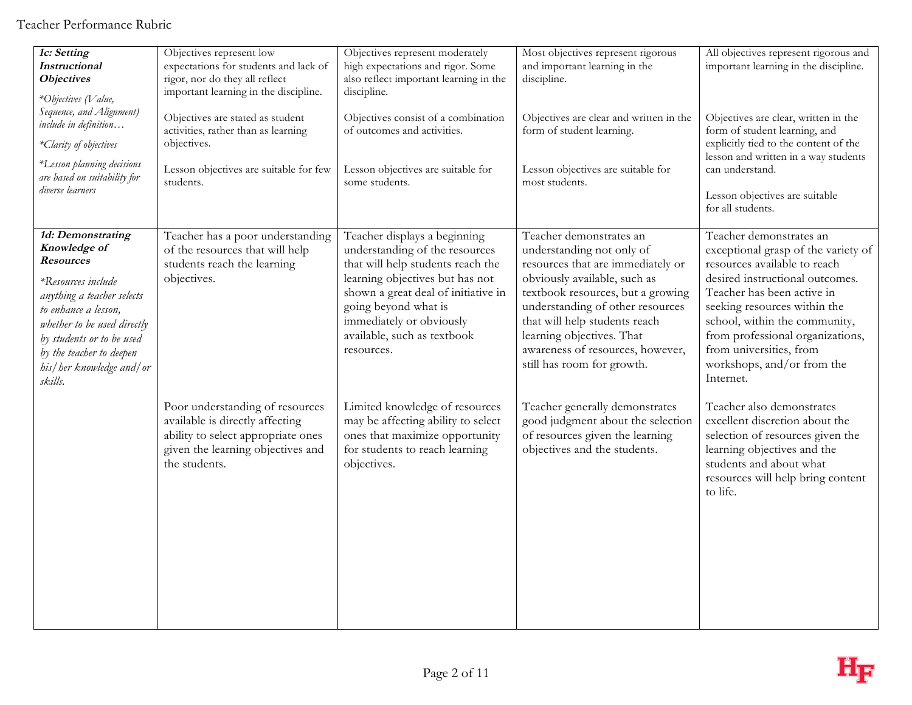| | | | | |
|---|---|---|---|---|
| ***1c: Setting Instructional Objectives***<br><br>*\*Objectives (Value, Sequence, and Alignment) include in definition…*<br><br>*\*Clarity of objectives*<br><br>*\*Lesson planning decisions are based on suitability for diverse learners* | Objectives represent low expectations for students and lack of rigor, nor do they all reflect important learning in the discipline.<br><br>Objectives are stated as student activities, rather than as learning objectives.<br><br>Lesson objectives are suitable for few students. | Objectives represent moderately high expectations and rigor. Some also reflect important learning in the discipline.<br><br>Objectives consist of a combination of outcomes and activities.<br><br>Lesson objectives are suitable for some students. | Most objectives represent rigorous and important learning in the discipline.<br><br>Objectives are clear and written in the form of student learning.<br><br>Lesson objectives are suitable for most students. | All objectives represent rigorous and important learning in the discipline.<br><br>Objectives are clear, written in the form of student learning, and explicitly tied to the content of the lesson and written in a way students can understand.<br><br>Lesson objectives are suitable for all students. |
| ***1d: Demonstrating Knowledge of Resources***<br><br>*\*Resources include anything a teacher selects to enhance a lesson, whether to be used directly by students or to be used by the teacher to deepen his/her knowledge and/or skills.* | Teacher has a poor understanding of the resources that will help students reach the learning objectives.<br><br>Poor understanding of resources available is directly affecting ability to select appropriate ones given the learning objectives and the students. | Teacher displays a beginning understanding of the resources that will help students reach the learning objectives but has not shown a great deal of initiative in going beyond what is immediately or obviously available, such as textbook resources.<br><br>Limited knowledge of resources may be affecting ability to select ones that maximize opportunity for students to reach learning objectives. | Teacher demonstrates an understanding not only of resources that are immediately or obviously available, such as textbook resources, but a growing understanding of other resources that will help students reach learning objectives. That awareness of resources, however, still has room for growth.<br><br>Teacher generally demonstrates good judgment about the selection of resources given the learning objectives and the students. | Teacher demonstrates an exceptional grasp of the variety of resources available to reach desired instructional outcomes. Teacher has been active in seeking resources within the school, within the community, from professional organizations, from universities, from workshops, and/or from the Internet.<br><br>Teacher also demonstrates excellent discretion about the selection of resources given the learning objectives and the students and about what resources will help bring content to life. |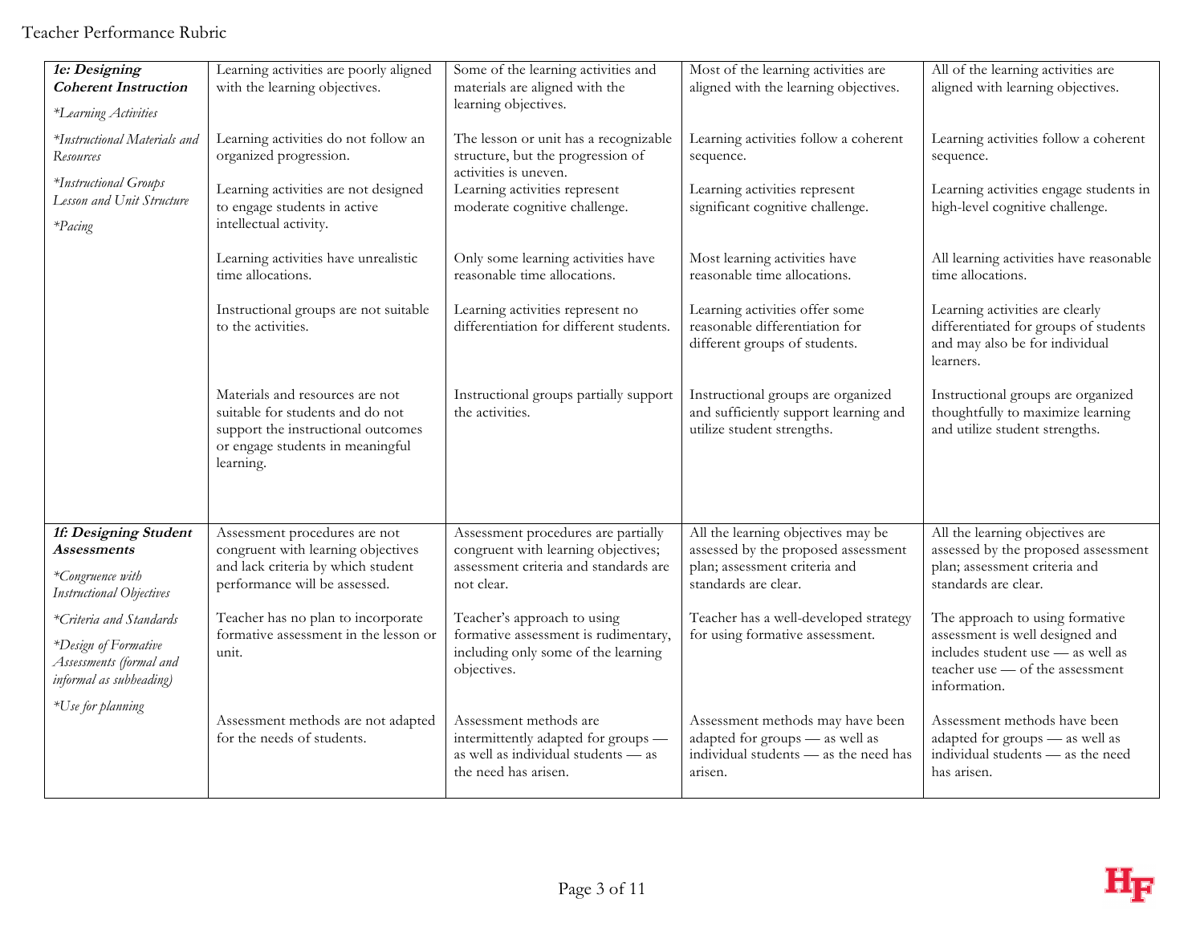| | | | | |
|---|---|---|---|---|
| ***1e: Designing Coherent Instruction***<br>*\*Learning Activities*<br>*\*Instructional Materials and Resources*<br>*\*Instructional Groups Lesson and Unit Structure*<br>*\*Pacing* | Learning activities are poorly aligned with the learning objectives.<br><br>Learning activities do not follow an organized progression.<br><br>Learning activities are not designed to engage students in active intellectual activity.<br><br>Learning activities have unrealistic time allocations.<br><br>Instructional groups are not suitable to the activities.<br><br>Materials and resources are not suitable for students and do not support the instructional outcomes or engage students in meaningful learning. | Some of the learning activities and materials are aligned with the learning objectives.<br><br>The lesson or unit has a recognizable structure, but the progression of activities is uneven.<br><br>Learning activities represent moderate cognitive challenge.<br><br>Only some learning activities have reasonable time allocations.<br><br>Learning activities represent no differentiation for different students.<br><br>Instructional groups partially support the activities. | Most of the learning activities are aligned with the learning objectives.<br><br>Learning activities follow a coherent sequence.<br><br>Learning activities represent significant cognitive challenge.<br><br>Most learning activities have reasonable time allocations.<br><br>Learning activities offer some reasonable differentiation for different groups of students.<br><br>Instructional groups are organized and sufficiently support learning and utilize student strengths. | All of the learning activities are aligned with learning objectives.<br><br>Learning activities follow a coherent sequence.<br><br>Learning activities engage students in high-level cognitive challenge.<br><br>All learning activities have reasonable time allocations.<br><br>Learning activities are clearly differentiated for groups of students and may also be for individual learners.<br><br>Instructional groups are organized thoughtfully to maximize learning and utilize student strengths. |
| ***1f: Designing Student Assessments***<br>*\*Congruence with Instructional Objectives*<br>*\*Criteria and Standards*<br>*\*Design of Formative Assessments (formal and informal as subheading)*<br>*\*Use for planning* | Assessment procedures are not congruent with learning objectives and lack criteria by which student performance will be assessed.<br><br>Teacher has no plan to incorporate formative assessment in the lesson or unit.<br><br>Assessment methods are not adapted for the needs of students. | Assessment procedures are partially congruent with learning objectives; assessment criteria and standards are not clear.<br><br>Teacher's approach to using formative assessment is rudimentary, including only some of the learning objectives.<br><br>Assessment methods are intermittently adapted for groups — as well as individual students — as the need has arisen. | All the learning objectives may be assessed by the proposed assessment plan; assessment criteria and standards are clear.<br><br>Teacher has a well-developed strategy for using formative assessment.<br><br>Assessment methods may have been adapted for groups — as well as individual students — as the need has arisen. | All the learning objectives are assessed by the proposed assessment plan; assessment criteria and standards are clear.<br><br>The approach to using formative assessment is well designed and includes student use — as well as teacher use — of the assessment information.<br><br>Assessment methods have been adapted for groups — as well as individual students — as the need has arisen. |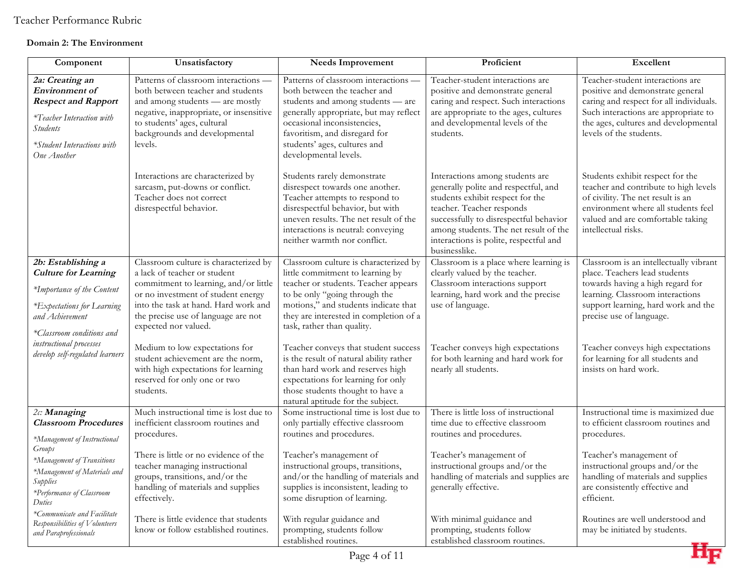Teacher Performance Rubric

**Domain 2: The Environment**

| Component | Unsatisfactory | Needs Improvement | Proficient | Excellent |
| --- | --- | --- | --- | --- |
| ***2a: Creating an Environment of Respect and Rapport*** <br> *\*Teacher Interaction with Students* <br> *\*Student Interactions with One Another* | Patterns of classroom interactions — both between teacher and students and among students — are mostly negative, inappropriate, or insensitive to students' ages, cultural backgrounds and developmental levels. <br><br> Interactions are characterized by sarcasm, put-downs or conflict. Teacher does not correct disrespectful behavior. | Patterns of classroom interactions — both between the teacher and students and among students — are generally appropriate, but may reflect occasional inconsistencies, favoritism, and disregard for students' ages, cultures and developmental levels. <br><br> Students rarely demonstrate disrespect towards one another. Teacher attempts to respond to disrespectful behavior, but with uneven results. The net result of the interactions is neutral: conveying neither warmth nor conflict. | Teacher-student interactions are positive and demonstrate general caring and respect. Such interactions are appropriate to the ages, cultures and developmental levels of the students. <br><br> Interactions among students are generally polite and respectful, and students exhibit respect for the teacher. Teacher responds successfully to disrespectful behavior among students. The net result of the interactions is polite, respectful and businesslike. | Teacher-student interactions are positive and demonstrate general caring and respect for all individuals. Such interactions are appropriate to the ages, cultures and developmental levels of the students. <br><br> Students exhibit respect for the teacher and contribute to high levels of civility. The net result is an environment where all students feel valued and are comfortable taking intellectual risks. |
| ***2b: Establishing a Culture for Learning*** <br> *\*Importance of the Content* <br> *\*Expectations for Learning and Achievement* <br> *\*Classroom conditions and instructional processes develop self-regulated learners* | Classroom culture is characterized by a lack of teacher or student commitment to learning, and/or little or no investment of student energy into the task at hand. Hard work and the precise use of language are not expected nor valued. <br><br> Medium to low expectations for student achievement are the norm, with high expectations for learning reserved for only one or two students. | Classroom culture is characterized by little commitment to learning by teacher or students. Teacher appears to be only "going through the motions," and students indicate that they are interested in completion of a task, rather than quality. <br><br> Teacher conveys that student success is the result of natural ability rather than hard work and reserves high expectations for learning for only those students thought to have a natural aptitude for the subject. | Classroom is a place where learning is clearly valued by the teacher. Classroom interactions support learning, hard work and the precise use of language. <br><br> Teacher conveys high expectations for both learning and hard work for nearly all students. | Classroom is an intellectually vibrant place. Teachers lead students towards having a high regard for learning. Classroom interactions support learning, hard work and the precise use of language. <br><br> Teacher conveys high expectations for learning for all students and insists on hard work. |
| 2c: ***Managing Classroom Procedures*** <br> *\*Management of Instructional Groups* <br> *\*Management of Transitions* <br> *\*Management of Materials and Supplies* <br> *\*Performance of Classroom Duties* <br> *\*Communicate and Facilitate Responsibilities of Volunteers and Paraprofessionals* | Much instructional time is lost due to inefficient classroom routines and procedures. <br><br> There is little or no evidence of the teacher managing instructional groups, transitions, and/or the handling of materials and supplies effectively. <br><br> There is little evidence that students know or follow established routines. | Some instructional time is lost due to only partially effective classroom routines and procedures. <br><br> Teacher's management of instructional groups, transitions, and/or the handling of materials and supplies is inconsistent, leading to some disruption of learning. <br><br> With regular guidance and prompting, students follow established routines. | There is little loss of instructional time due to effective classroom routines and procedures. <br><br> Teacher's management of instructional groups and/or the handling of materials and supplies are generally effective. <br><br> With minimal guidance and prompting, students follow established classroom routines. | Instructional time is maximized due to efficient classroom routines and procedures. <br><br> Teacher's management of instructional groups and/or the handling of materials and supplies are consistently effective and efficient. <br><br> Routines are well understood and may be initiated by students. |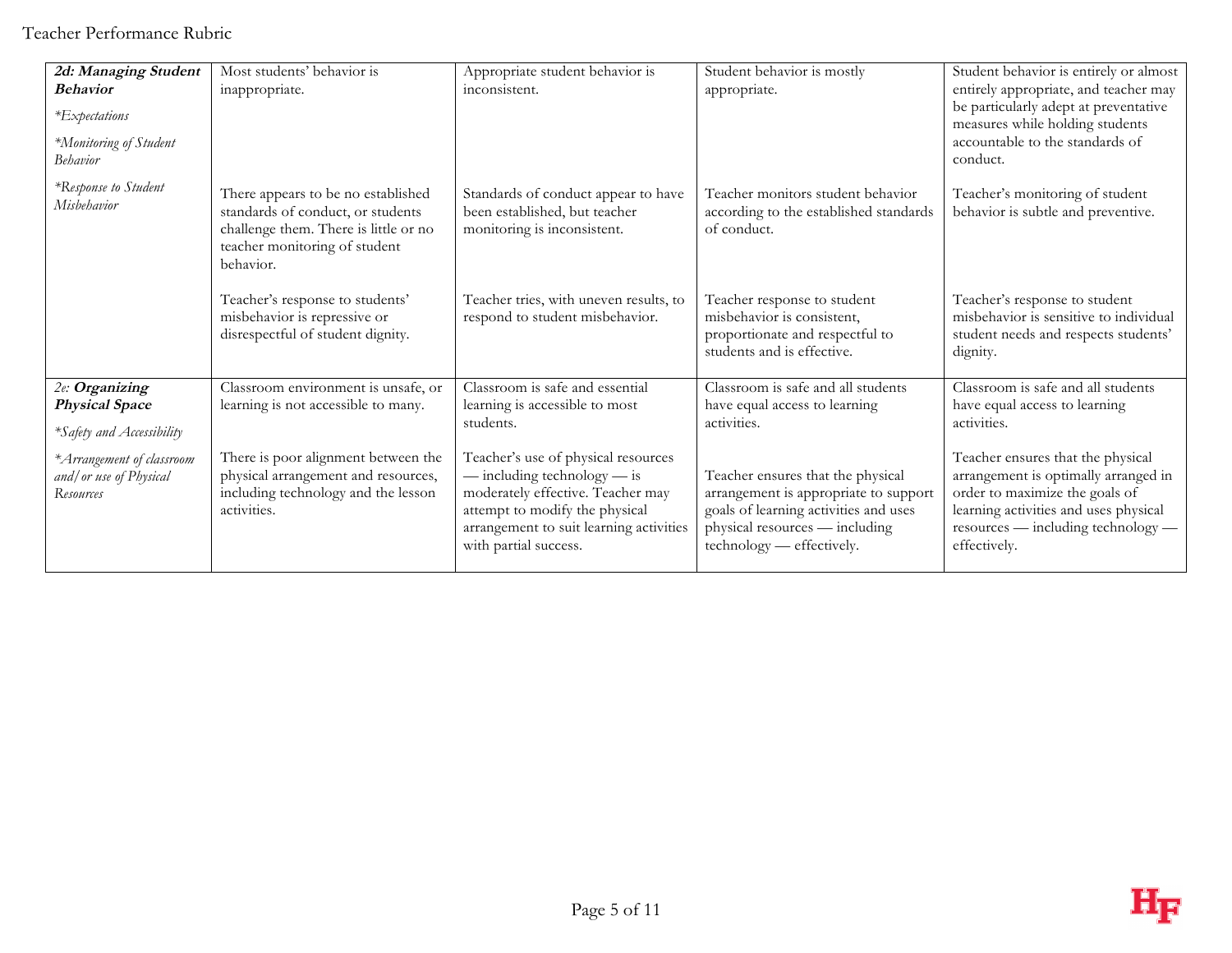| | | | | |
|---|---|---|---|---|
| ***2d: Managing Student Behavior***<br><br>*\*Expectations*<br><br>*\*Monitoring of Student Behavior*<br><br>*\*Response to Student Misbehavior* | Most students' behavior is inappropriate.<br><br>There appears to be no established standards of conduct, or students challenge them. There is little or no teacher monitoring of student behavior.<br><br>Teacher's response to students' misbehavior is repressive or disrespectful of student dignity. | Appropriate student behavior is inconsistent.<br><br>Standards of conduct appear to have been established, but teacher monitoring is inconsistent.<br><br>Teacher tries, with uneven results, to respond to student misbehavior. | Student behavior is mostly appropriate.<br><br>Teacher monitors student behavior according to the established standards of conduct.<br><br>Teacher response to student misbehavior is consistent, proportionate and respectful to students and is effective. | Student behavior is entirely or almost entirely appropriate, and teacher may be particularly adept at preventative measures while holding students accountable to the standards of conduct.<br><br>Teacher's monitoring of student behavior is subtle and preventive.<br><br>Teacher's response to student misbehavior is sensitive to individual student needs and respects students' dignity. |
| *2e:* ***Organizing Physical Space***<br><br>*\*Safety and Accessibility*<br><br>*\*Arrangement of classroom and/or use of Physical Resources* | Classroom environment is unsafe, or learning is not accessible to many.<br><br>There is poor alignment between the physical arrangement and resources, including technology and the lesson activities. | Classroom is safe and essential learning is accessible to most students.<br><br>Teacher's use of physical resources — including technology — is moderately effective. Teacher may attempt to modify the physical arrangement to suit learning activities with partial success. | Classroom is safe and all students have equal access to learning activities.<br><br>Teacher ensures that the physical arrangement is appropriate to support goals of learning activities and uses physical resources — including technology — effectively. | Classroom is safe and all students have equal access to learning activities.<br><br>Teacher ensures that the physical arrangement is optimally arranged in order to maximize the goals of learning activities and uses physical resources — including technology — effectively. |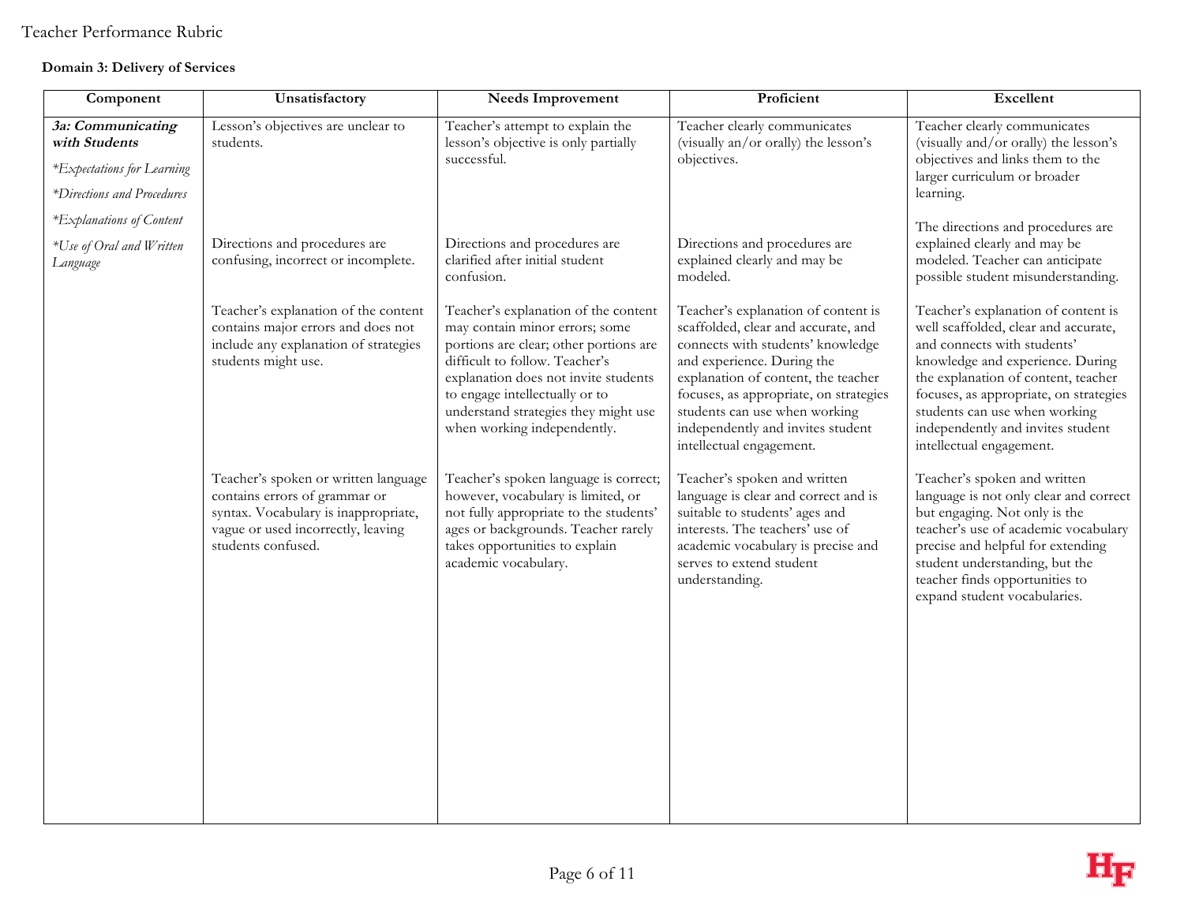Teacher Performance Rubric

**Domain 3: Delivery of Services**

| Component | Unsatisfactory | Needs Improvement | Proficient | Excellent |
|---|---|---|---|---|
| ***3a: Communicating with Students***<br><br>*\*Expectations for Learning*<br><br>*\*Directions and Procedures*<br><br>*\*Explanations of Content*<br><br>*\*Use of Oral and Written Language* | Lesson's objectives are unclear to students.<br><br>Directions and procedures are confusing, incorrect or incomplete.<br><br>Teacher's explanation of the content contains major errors and does not include any explanation of strategies students might use.<br><br>Teacher's spoken or written language contains errors of grammar or syntax. Vocabulary is inappropriate, vague or used incorrectly, leaving students confused. | Teacher's attempt to explain the lesson's objective is only partially successful.<br><br>Directions and procedures are clarified after initial student confusion.<br><br>Teacher's explanation of the content may contain minor errors; some portions are clear; other portions are difficult to follow. Teacher's explanation does not invite students to engage intellectually or to understand strategies they might use when working independently.<br><br>Teacher's spoken language is correct; however, vocabulary is limited, or not fully appropriate to the students' ages or backgrounds. Teacher rarely takes opportunities to explain academic vocabulary. | Teacher clearly communicates (visually an/or orally) the lesson's objectives.<br><br>Directions and procedures are explained clearly and may be modeled.<br><br>Teacher's explanation of content is scaffolded, clear and accurate, and connects with students' knowledge and experience. During the explanation of content, the teacher focuses, as appropriate, on strategies students can use when working independently and invites student intellectual engagement.<br><br>Teacher's spoken and written language is clear and correct and is suitable to students' ages and interests. The teachers' use of academic vocabulary is precise and serves to extend student understanding. | Teacher clearly communicates (visually and/or orally) the lesson's objectives and links them to the larger curriculum or broader learning.<br><br>The directions and procedures are explained clearly and may be modeled. Teacher can anticipate possible student misunderstanding.<br><br>Teacher's explanation of content is well scaffolded, clear and accurate, and connects with students' knowledge and experience. During the explanation of content, teacher focuses, as appropriate, on strategies students can use when working independently and invites student intellectual engagement.<br><br>Teacher's spoken and written language is not only clear and correct but engaging. Not only is the teacher's use of academic vocabulary precise and helpful for extending student understanding, but the teacher finds opportunities to expand student vocabularies. |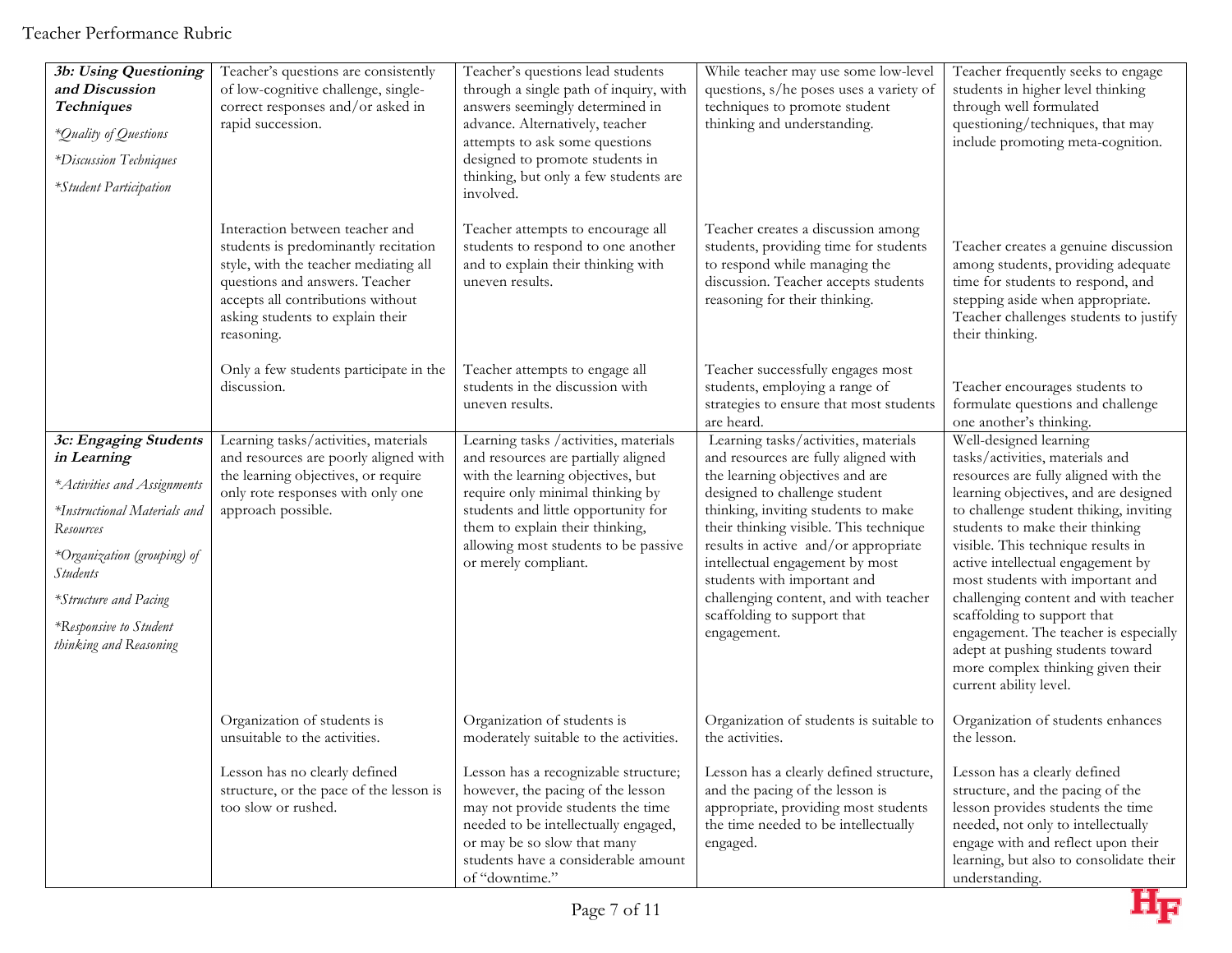| | | | | |
|---|---|---|---|---|
| ***3b: Using Questioning and Discussion Techniques***<br><br>*\*Quality of Questions*<br><br>*\*Discussion Techniques*<br><br>*\*Student Participation* | Teacher's questions are consistently of low-cognitive challenge, single-correct responses and/or asked in rapid succession. | Teacher's questions lead students through a single path of inquiry, with answers seemingly determined in advance. Alternatively, teacher attempts to ask some questions designed to promote students in thinking, but only a few students are involved. | While teacher may use some low-level questions, s/he poses uses a variety of techniques to promote student thinking and understanding. | Teacher frequently seeks to engage students in higher level thinking through well formulated questioning/techniques, that may include promoting meta-cognition. |
| | Interaction between teacher and students is predominantly recitation style, with the teacher mediating all questions and answers. Teacher accepts all contributions without asking students to explain their reasoning. | Teacher attempts to encourage all students to respond to one another and to explain their thinking with uneven results. | Teacher creates a discussion among students, providing time for students to respond while managing the discussion. Teacher accepts students reasoning for their thinking. | Teacher creates a genuine discussion among students, providing adequate time for students to respond, and stepping aside when appropriate. Teacher challenges students to justify their thinking. |
| | Only a few students participate in the discussion. | Teacher attempts to engage all students in the discussion with uneven results. | Teacher successfully engages most students, employing a range of strategies to ensure that most students are heard. | Teacher encourages students to formulate questions and challenge one another's thinking. |
| ***3c: Engaging Students in Learning***<br><br>*\*Activities and Assignments*<br><br>*\*Instructional Materials and Resources*<br><br>*\*Organization (grouping) of Students*<br><br>*\*Structure and Pacing*<br><br>*\*Responsive to Student thinking and Reasoning* | Learning tasks/activities, materials and resources are poorly aligned with the learning objectives, or require only rote responses with only one approach possible. | Learning tasks /activities, materials and resources are partially aligned with the learning objectives, but require only minimal thinking by students and little opportunity for them to explain their thinking, allowing most students to be passive or merely compliant. | Learning tasks/activities, materials and resources are fully aligned with the learning objectives and are designed to challenge student thinking, inviting students to make their thinking visible. This technique results in active and/or appropriate intellectual engagement by most students with important and challenging content, and with teacher scaffolding to support that engagement. | Well-designed learning tasks/activities, materials and resources are fully aligned with the learning objectives, and are designed to challenge student thiking, inviting students to make their thinking visible. This technique results in active intellectual engagement by most students with important and challenging content and with teacher scaffolding to support that engagement. The teacher is especially adept at pushing students toward more complex thinking given their current ability level. |
| | Organization of students is unsuitable to the activities. | Organization of students is moderately suitable to the activities. | Organization of students is suitable to the activities. | Organization of students enhances the lesson. |
| | Lesson has no clearly defined structure, or the pace of the lesson is too slow or rushed. | Lesson has a recognizable structure; however, the pacing of the lesson may not provide students the time needed to be intellectually engaged, or may be so slow that many students have a considerable amount of "downtime." | Lesson has a clearly defined structure, and the pacing of the lesson is appropriate, providing most students the time needed to be intellectually engaged. | Lesson has a clearly defined structure, and the pacing of the lesson provides students the time needed, not only to intellectually engage with and reflect upon their learning, but also to consolidate their understanding. |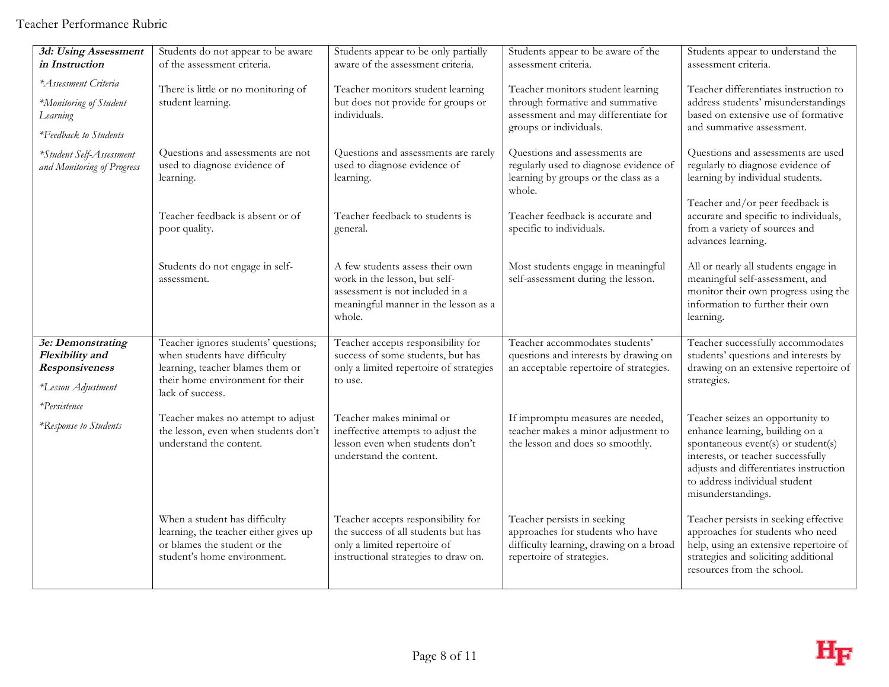| | | | | |
|---|---|---|---|---|
| ***3d: Using Assessment in Instruction***<br>*\*Assessment Criteria*<br>*\*Monitoring of Student Learning*<br>*\*Feedback to Students*<br>*\*Student Self-Assessment and Monitoring of Progress* | Students do not appear to be aware of the assessment criteria.<br><br>There is little or no monitoring of student learning.<br><br>Questions and assessments are not used to diagnose evidence of learning.<br><br>Teacher feedback is absent or of poor quality.<br><br>Students do not engage in self-assessment. | Students appear to be only partially aware of the assessment criteria.<br><br>Teacher monitors student learning but does not provide for groups or individuals.<br><br>Questions and assessments are rarely used to diagnose evidence of learning.<br><br>Teacher feedback to students is general.<br><br>A few students assess their own work in the lesson, but self-assessment is not included in a meaningful manner in the lesson as a whole. | Students appear to be aware of the assessment criteria.<br><br>Teacher monitors student learning through formative and summative assessment and may differentiate for groups or individuals.<br><br>Questions and assessments are regularly used to diagnose evidence of learning by groups or the class as a whole.<br><br>Teacher feedback is accurate and specific to individuals.<br><br>Most students engage in meaningful self-assessment during the lesson. | Students appear to understand the assessment criteria.<br><br>Teacher differentiates instruction to address students' misunderstandings based on extensive use of formative and summative assessment.<br><br>Questions and assessments are used regularly to diagnose evidence of learning by individual students.<br><br>Teacher and/or peer feedback is accurate and specific to individuals, from a variety of sources and advances learning.<br><br>All or nearly all students engage in meaningful self-assessment, and monitor their own progress using the information to further their own learning. |
| ***3e: Demonstrating Flexibility and Responsiveness***<br>*\*Lesson Adjustment*<br>*\*Persistence*<br>*\*Response to Students* | Teacher ignores students' questions; when students have difficulty learning, teacher blames them or their home environment for their lack of success.<br><br>Teacher makes no attempt to adjust the lesson, even when students don't understand the content.<br><br>When a student has difficulty learning, the teacher either gives up or blames the student or the student's home environment. | Teacher accepts responsibility for success of some students, but has only a limited repertoire of strategies to use.<br><br>Teacher makes minimal or ineffective attempts to adjust the lesson even when students don't understand the content.<br><br>Teacher accepts responsibility for the success of all students but has only a limited repertoire of instructional strategies to draw on. | Teacher accommodates students' questions and interests by drawing on an acceptable repertoire of strategies.<br><br>If impromptu measures are needed, teacher makes a minor adjustment to the lesson and does so smoothly.<br><br>Teacher persists in seeking approaches for students who have difficulty learning, drawing on a broad repertoire of strategies. | Teacher successfully accommodates students' questions and interests by drawing on an extensive repertoire of strategies.<br><br>Teacher seizes an opportunity to enhance learning, building on a spontaneous event(s) or student(s) interests, or teacher successfully adjusts and differentiates instruction to address individual student misunderstandings.<br><br>Teacher persists in seeking effective approaches for students who need help, using an extensive repertoire of strategies and soliciting additional resources from the school. |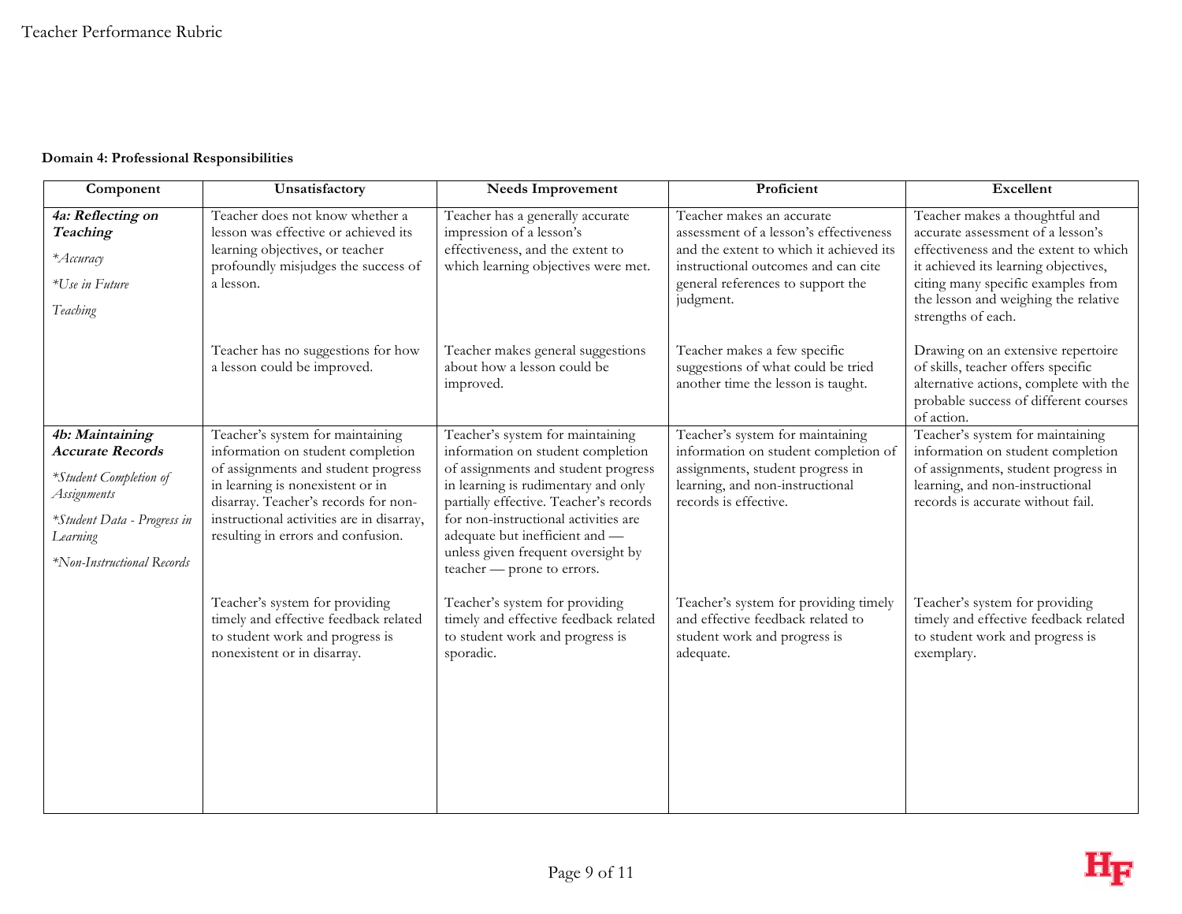**Domain 4: Professional Responsibilities**

| Component | Unsatisfactory | Needs Improvement | Proficient | Excellent |
|---|---|---|---|---|
| ***4a: Reflecting on Teaching***<br>*\*Accuracy*<br>*\*Use in Future Teaching* | Teacher does not know whether a lesson was effective or achieved its learning objectives, or teacher profoundly misjudges the success of a lesson.<br><br>Teacher has no suggestions for how a lesson could be improved. | Teacher has a generally accurate impression of a lesson's effectiveness, and the extent to which learning objectives were met.<br><br>Teacher makes general suggestions about how a lesson could be improved. | Teacher makes an accurate assessment of a lesson's effectiveness and the extent to which it achieved its instructional outcomes and can cite general references to support the judgment.<br><br>Teacher makes a few specific suggestions of what could be tried another time the lesson is taught. | Teacher makes a thoughtful and accurate assessment of a lesson's effectiveness and the extent to which it achieved its learning objectives, citing many specific examples from the lesson and weighing the relative strengths of each.<br><br>Drawing on an extensive repertoire of skills, teacher offers specific alternative actions, complete with the probable success of different courses of action. |
| ***4b: Maintaining Accurate Records***<br>*\*Student Completion of Assignments*<br>*\*Student Data - Progress in Learning*<br>*\*Non-Instructional Records* | Teacher's system for maintaining information on student completion of assignments and student progress in learning is nonexistent or in disarray. Teacher's records for non-instructional activities are in disarray, resulting in errors and confusion.<br><br>Teacher's system for providing timely and effective feedback related to student work and progress is nonexistent or in disarray. | Teacher's system for maintaining information on student completion of assignments and student progress in learning is rudimentary and only partially effective. Teacher's records for non-instructional activities are adequate but inefficient and — unless given frequent oversight by teacher — prone to errors.<br><br>Teacher's system for providing timely and effective feedback related to student work and progress is sporadic. | Teacher's system for maintaining information on student completion of assignments, student progress in learning, and non-instructional records is effective.<br><br>Teacher's system for providing timely and effective feedback related to student work and progress is adequate. | Teacher's system for maintaining information on student completion of assignments, student progress in learning, and non-instructional records is accurate without fail.<br><br>Teacher's system for providing timely and effective feedback related to student work and progress is exemplary. |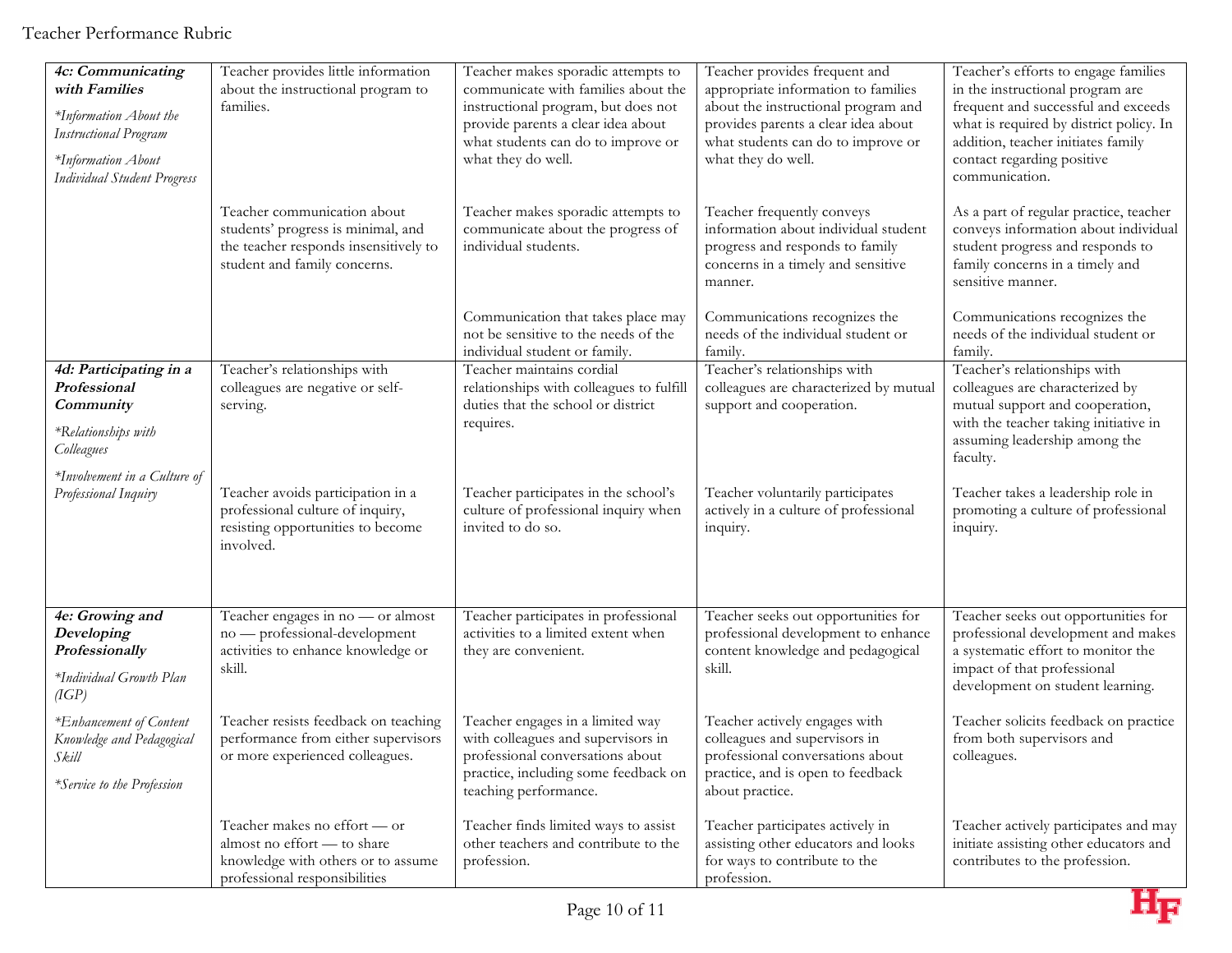| | | | | |
|---|---|---|---|---|
| ***4c: Communicating with Families***<br><br>*\*Information About the Instructional Program*<br><br>*\*Information About Individual Student Progress* | Teacher provides little information about the instructional program to families. | Teacher makes sporadic attempts to communicate with families about the instructional program, but does not provide parents a clear idea about what students can do to improve or what they do well. | Teacher provides frequent and appropriate information to families about the instructional program and provides parents a clear idea about what students can do to improve or what they do well. | Teacher's efforts to engage families in the instructional program are frequent and successful and exceeds what is required by district policy. In addition, teacher initiates family contact regarding positive communication. |
| | Teacher communication about students' progress is minimal, and the teacher responds insensitively to student and family concerns. | Teacher makes sporadic attempts to communicate about the progress of individual students. | Teacher frequently conveys information about individual student progress and responds to family concerns in a timely and sensitive manner. | As a part of regular practice, teacher conveys information about individual student progress and responds to family concerns in a timely and sensitive manner. |
| | | Communication that takes place may not be sensitive to the needs of the individual student or family. | Communications recognizes the needs of the individual student or family. | Communications recognizes the needs of the individual student or family. |
| ***4d: Participating in a Professional Community***<br><br>*\*Relationships with Colleagues*<br><br>*\*Involvement in a Culture of Professional Inquiry* | Teacher's relationships with colleagues are negative or self-serving. | Teacher maintains cordial relationships with colleagues to fulfill duties that the school or district requires. | Teacher's relationships with colleagues are characterized by mutual support and cooperation. | Teacher's relationships with colleagues are characterized by mutual support and cooperation, with the teacher taking initiative in assuming leadership among the faculty. |
| | Teacher avoids participation in a professional culture of inquiry, resisting opportunities to become involved. | Teacher participates in the school's culture of professional inquiry when invited to do so. | Teacher voluntarily participates actively in a culture of professional inquiry. | Teacher takes a leadership role in promoting a culture of professional inquiry. |
| ***4e: Growing and Developing Professionally***<br><br>*\*Individual Growth Plan (IGP)*<br><br>*\*Enhancement of Content Knowledge and Pedagogical Skill*<br><br>*\*Service to the Profession* | Teacher engages in no — or almost no — professional-development activities to enhance knowledge or skill. | Teacher participates in professional activities to a limited extent when they are convenient. | Teacher seeks out opportunities for professional development to enhance content knowledge and pedagogical skill. | Teacher seeks out opportunities for professional development and makes a systematic effort to monitor the impact of that professional development on student learning. |
| | Teacher resists feedback on teaching performance from either supervisors or more experienced colleagues. | Teacher engages in a limited way with colleagues and supervisors in professional conversations about practice, including some feedback on teaching performance. | Teacher actively engages with colleagues and supervisors in professional conversations about practice, and is open to feedback about practice. | Teacher solicits feedback on practice from both supervisors and colleagues. |
| | Teacher makes no effort — or almost no effort — to share knowledge with others or to assume professional responsibilities | Teacher finds limited ways to assist other teachers and contribute to the profession. | Teacher participates actively in assisting other educators and looks for ways to contribute to the profession. | Teacher actively participates and may initiate assisting other educators and contributes to the profession. |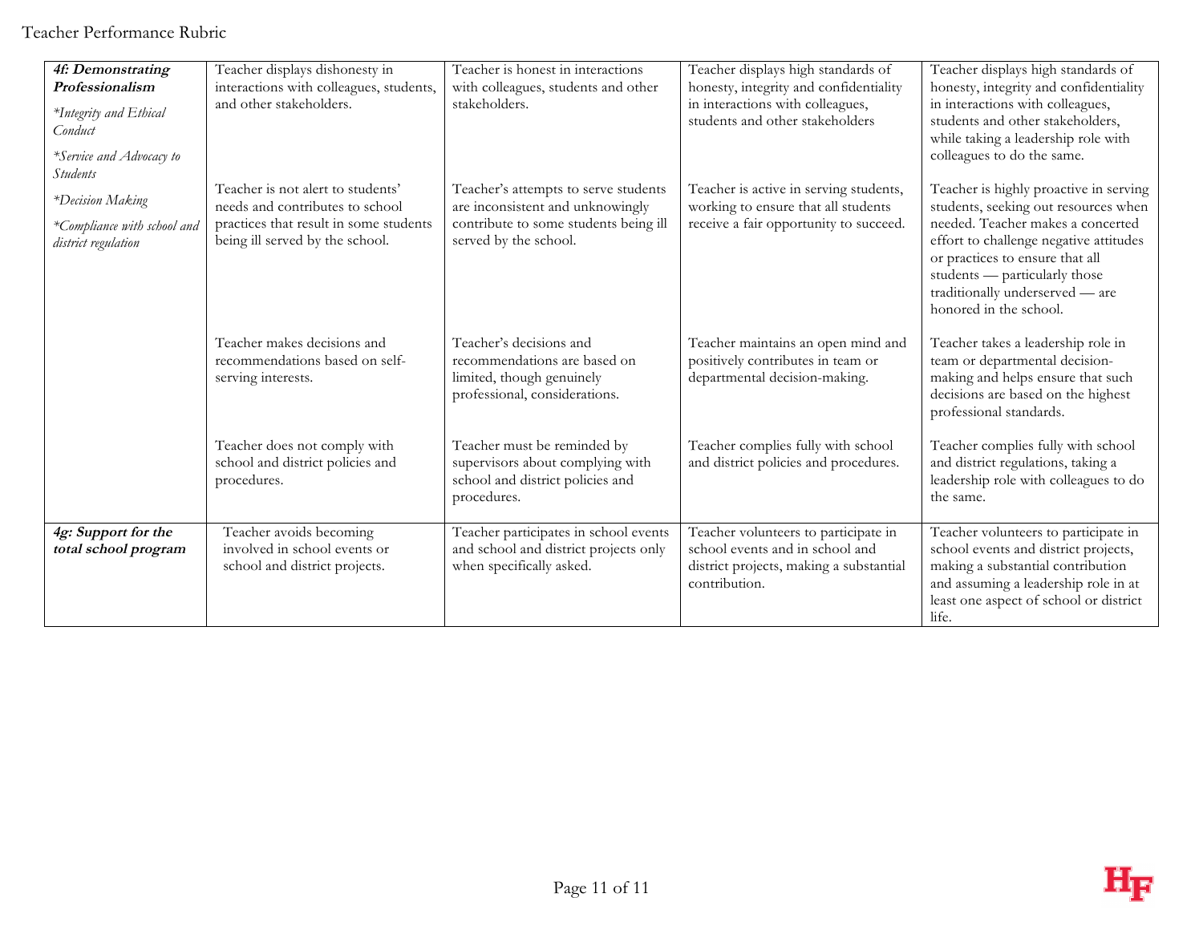| | | | | |
|---|---|---|---|---|
| ***4f: Demonstrating Professionalism*** *\*Integrity and Ethical Conduct* *\*Service and Advocacy to Students* *\*Decision Making* *\*Compliance with school and district regulation* | Teacher displays dishonesty in interactions with colleagues, students, and other stakeholders. | Teacher is honest in interactions with colleagues, students and other stakeholders. | Teacher displays high standards of honesty, integrity and confidentiality in interactions with colleagues, students and other stakeholders | Teacher displays high standards of honesty, integrity and confidentiality in interactions with colleagues, students and other stakeholders, while taking a leadership role with colleagues to do the same. |
| | Teacher is not alert to students' needs and contributes to school practices that result in some students being ill served by the school. | Teacher's attempts to serve students are inconsistent and unknowingly contribute to some students being ill served by the school. | Teacher is active in serving students, working to ensure that all students receive a fair opportunity to succeed. | Teacher is highly proactive in serving students, seeking out resources when needed. Teacher makes a concerted effort to challenge negative attitudes or practices to ensure that all students — particularly those traditionally underserved — are honored in the school. |
| | Teacher makes decisions and recommendations based on self-serving interests. | Teacher's decisions and recommendations are based on limited, though genuinely professional, considerations. | Teacher maintains an open mind and positively contributes in team or departmental decision-making. | Teacher takes a leadership role in team or departmental decision-making and helps ensure that such decisions are based on the highest professional standards. |
| | Teacher does not comply with school and district policies and procedures. | Teacher must be reminded by supervisors about complying with school and district policies and procedures. | Teacher complies fully with school and district policies and procedures. | Teacher complies fully with school and district regulations, taking a leadership role with colleagues to do the same. |
| ***4g: Support for the total school program*** | Teacher avoids becoming involved in school events or school and district projects. | Teacher participates in school events and school and district projects only when specifically asked. | Teacher volunteers to participate in school events and in school and district projects, making a substantial contribution. | Teacher volunteers to participate in school events and district projects, making a substantial contribution and assuming a leadership role in at least one aspect of school or district life. |